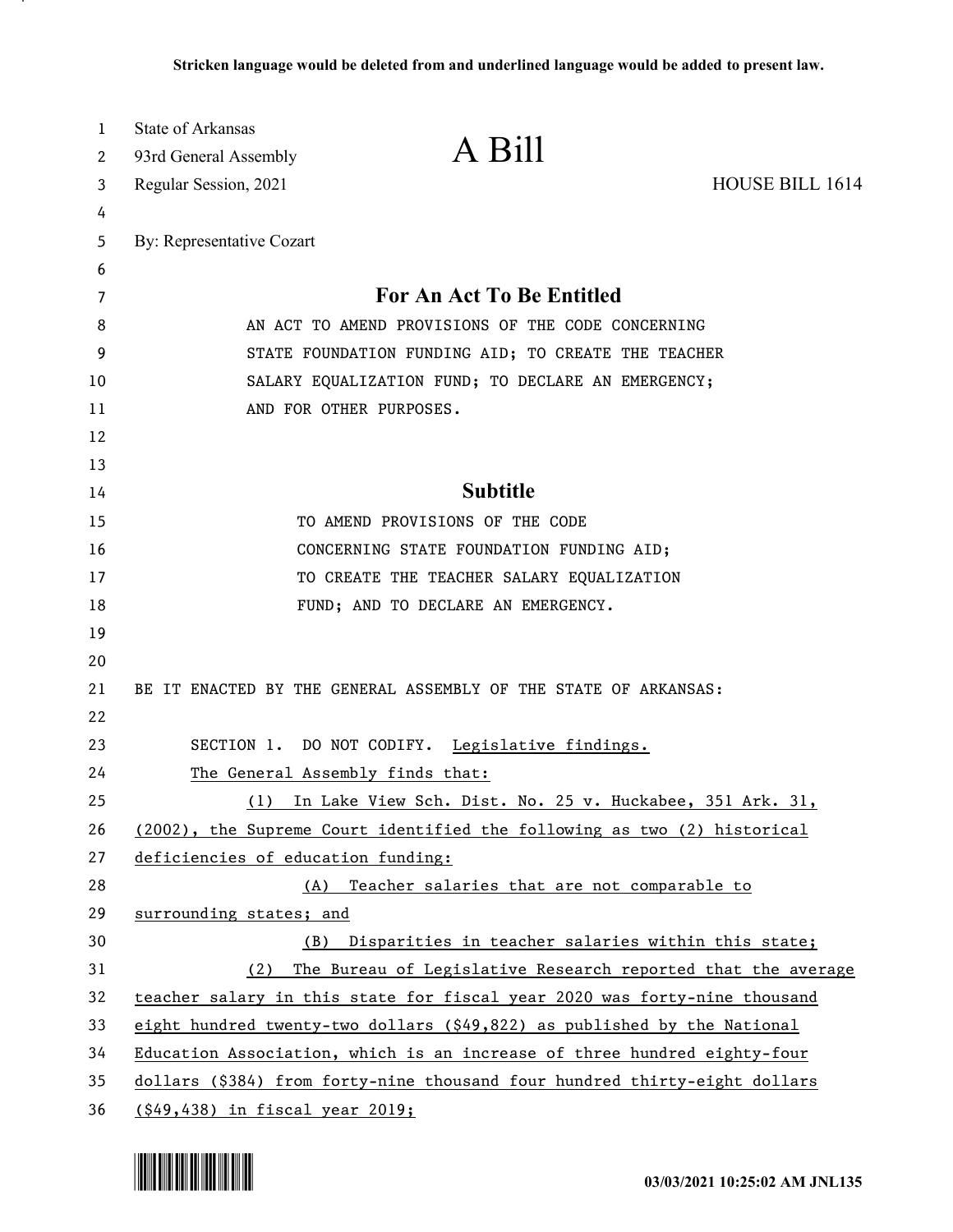Stricken language would be deleted from and underlined language would be added to present law.

State of Arkansas
93rd General Assembly
Regular Session, 2021

# A Bill

HOUSE BILL 1614

By: Representative Cozart

## For An Act To Be Entitled

AN ACT TO AMEND PROVISIONS OF THE CODE CONCERNING STATE FOUNDATION FUNDING AID; TO CREATE THE TEACHER SALARY EQUALIZATION FUND; TO DECLARE AN EMERGENCY; AND FOR OTHER PURPOSES.

## Subtitle

TO AMEND PROVISIONS OF THE CODE CONCERNING STATE FOUNDATION FUNDING AID; TO CREATE THE TEACHER SALARY EQUALIZATION FUND; AND TO DECLARE AN EMERGENCY.

BE IT ENACTED BY THE GENERAL ASSEMBLY OF THE STATE OF ARKANSAS:

SECTION 1. DO NOT CODIFY. Legislative findings.

The General Assembly finds that:

(1) In Lake View Sch. Dist. No. 25 v. Huckabee, 351 Ark. 31, (2002), the Supreme Court identified the following as two (2) historical deficiencies of education funding:

(A) Teacher salaries that are not comparable to surrounding states; and

(B) Disparities in teacher salaries within this state;

(2) The Bureau of Legislative Research reported that the average teacher salary in this state for fiscal year 2020 was forty-nine thousand eight hundred twenty-two dollars ($49,822) as published by the National Education Association, which is an increase of three hundred eighty-four dollars ($384) from forty-nine thousand four hundred thirty-eight dollars ($49,438) in fiscal year 2019;

03/03/2021 10:25:02 AM JNL135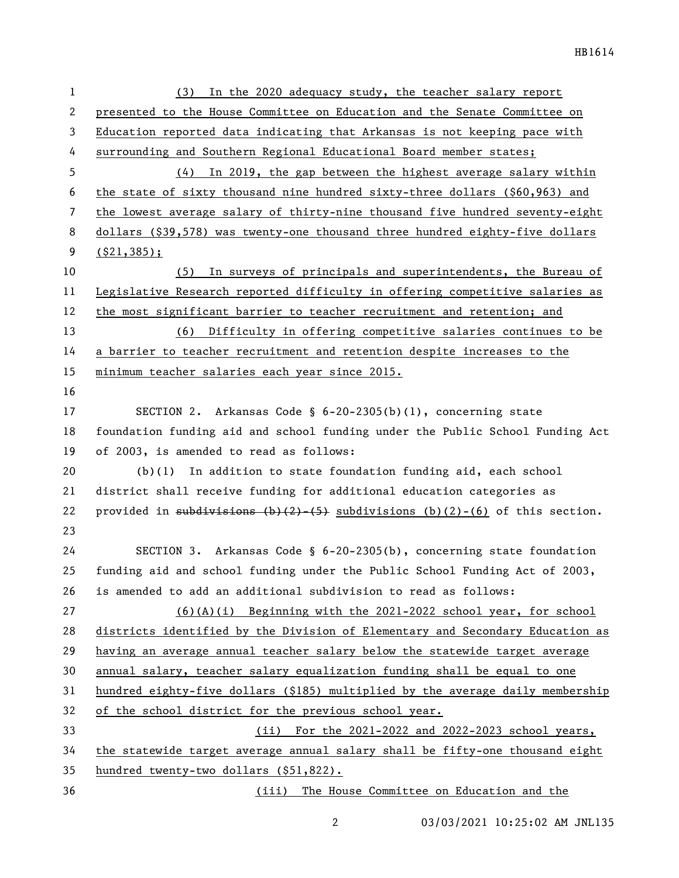(3) In the 2020 adequacy study, the teacher salary report presented to the House Committee on Education and the Senate Committee on Education reported data indicating that Arkansas is not keeping pace with surrounding and Southern Regional Educational Board member states;

(4) In 2019, the gap between the highest average salary within the state of sixty thousand nine hundred sixty-three dollars ($60,963) and the lowest average salary of thirty-nine thousand five hundred seventy-eight dollars ($39,578) was twenty-one thousand three hundred eighty-five dollars ($21,385);

(5) In surveys of principals and superintendents, the Bureau of Legislative Research reported difficulty in offering competitive salaries as the most significant barrier to teacher recruitment and retention; and

(6) Difficulty in offering competitive salaries continues to be a barrier to teacher recruitment and retention despite increases to the minimum teacher salaries each year since 2015.

SECTION 2. Arkansas Code § 6-20-2305(b)(1), concerning state foundation funding aid and school funding under the Public School Funding Act of 2003, is amended to read as follows:

(b)(1) In addition to state foundation funding aid, each school district shall receive funding for additional education categories as provided in ~~subdivisions (b)(2)-(5)~~ subdivisions (b)(2)-(6) of this section.

SECTION 3. Arkansas Code § 6-20-2305(b), concerning state foundation funding aid and school funding under the Public School Funding Act of 2003, is amended to add an additional subdivision to read as follows:

(6)(A)(i) Beginning with the 2021-2022 school year, for school districts identified by the Division of Elementary and Secondary Education as having an average annual teacher salary below the statewide target average annual salary, teacher salary equalization funding shall be equal to one hundred eighty-five dollars ($185) multiplied by the average daily membership of the school district for the previous school year.

(ii) For the 2021-2022 and 2022-2023 school years, the statewide target average annual salary shall be fifty-one thousand eight hundred twenty-two dollars ($51,822).

(iii) The House Committee on Education and the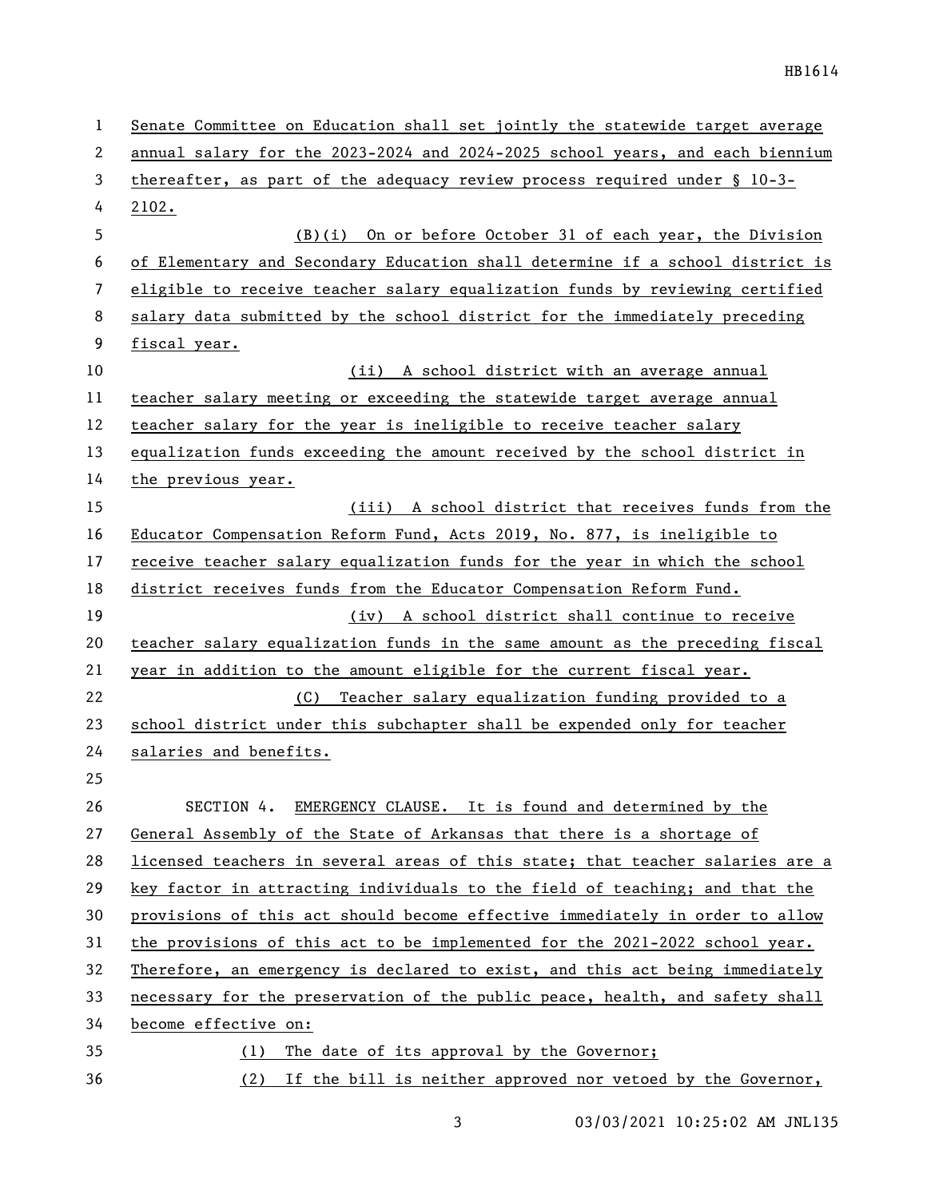Senate Committee on Education shall set jointly the statewide target average annual salary for the 2023-2024 and 2024-2025 school years, and each biennium thereafter, as part of the adequacy review process required under § 10-3-2102.

(B)(i) On or before October 31 of each year, the Division of Elementary and Secondary Education shall determine if a school district is eligible to receive teacher salary equalization funds by reviewing certified salary data submitted by the school district for the immediately preceding fiscal year.

(ii) A school district with an average annual teacher salary meeting or exceeding the statewide target average annual teacher salary for the year is ineligible to receive teacher salary equalization funds exceeding the amount received by the school district in the previous year.

(iii) A school district that receives funds from the Educator Compensation Reform Fund, Acts 2019, No. 877, is ineligible to receive teacher salary equalization funds for the year in which the school district receives funds from the Educator Compensation Reform Fund.

(iv) A school district shall continue to receive teacher salary equalization funds in the same amount as the preceding fiscal year in addition to the amount eligible for the current fiscal year.

(C) Teacher salary equalization funding provided to a school district under this subchapter shall be expended only for teacher salaries and benefits.

SECTION 4. EMERGENCY CLAUSE. It is found and determined by the General Assembly of the State of Arkansas that there is a shortage of licensed teachers in several areas of this state; that teacher salaries are a key factor in attracting individuals to the field of teaching; and that the provisions of this act should become effective immediately in order to allow the provisions of this act to be implemented for the 2021-2022 school year. Therefore, an emergency is declared to exist, and this act being immediately necessary for the preservation of the public peace, health, and safety shall become effective on:

(1) The date of its approval by the Governor;

(2) If the bill is neither approved nor vetoed by the Governor,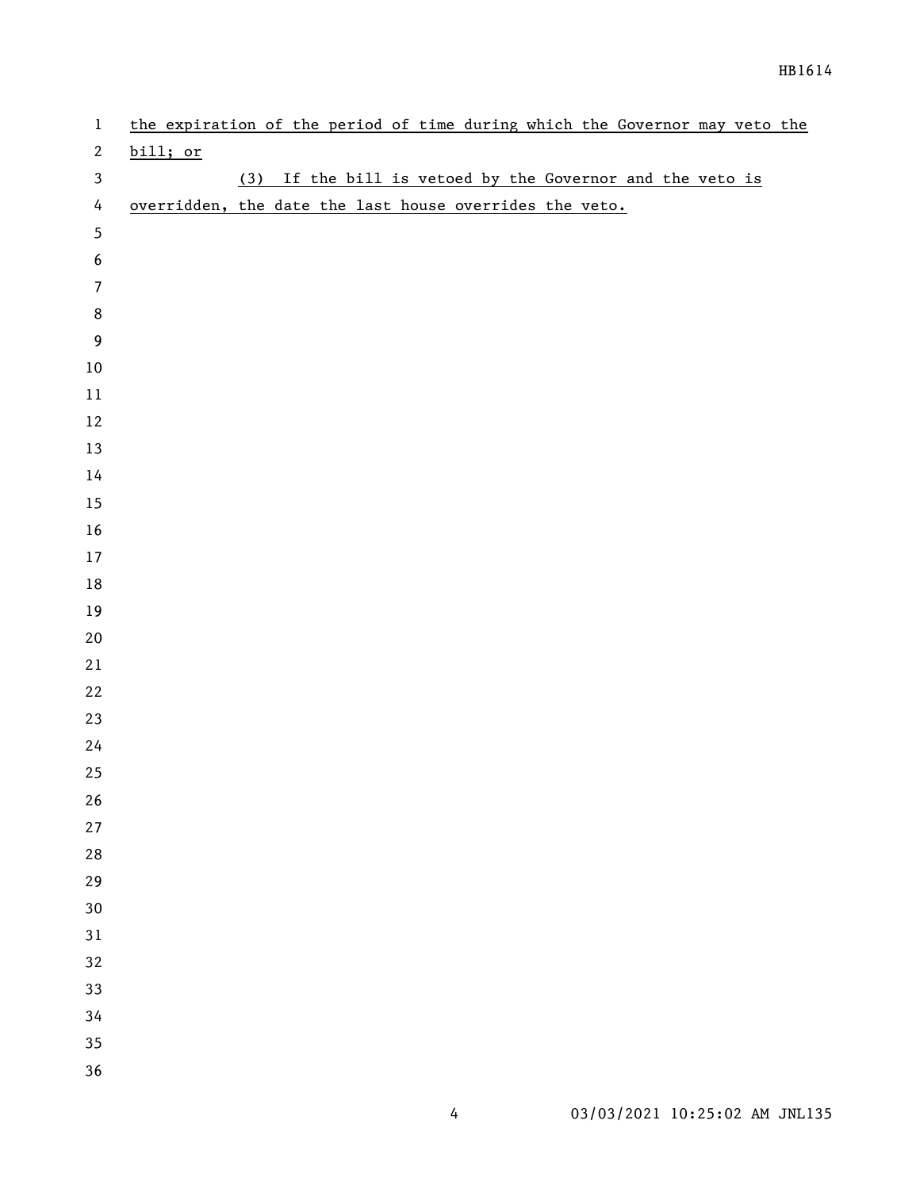the expiration of the period of time during which the Governor may veto the bill; or

(3) If the bill is vetoed by the Governor and the veto is overridden, the date the last house overrides the veto.